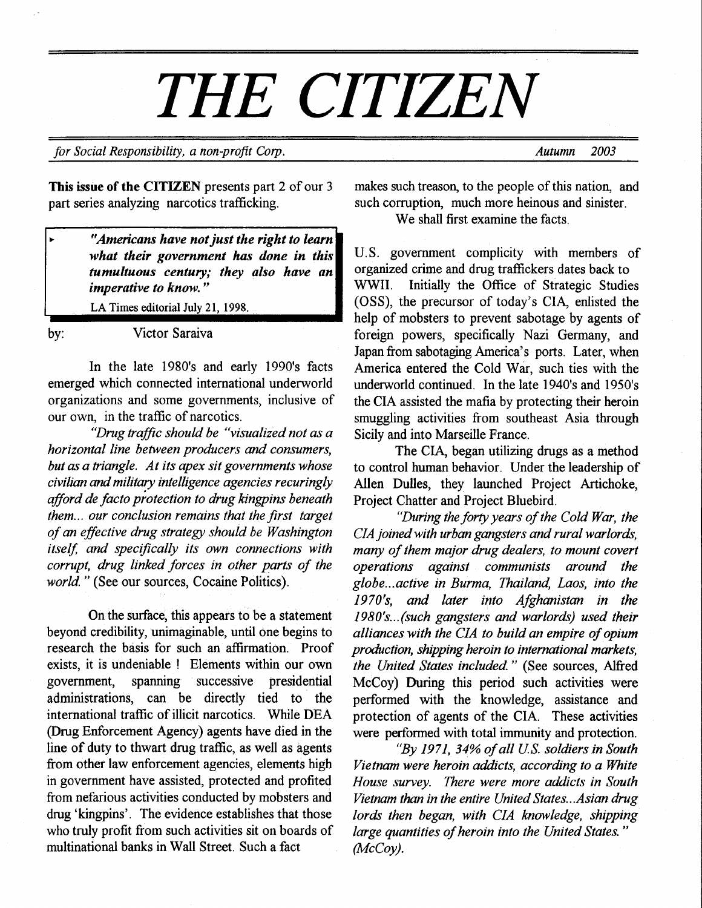# THE CITIZEN

*for Social Responsibility, a non-profit Corp.* *Autumn 2003*

**This issue of the CITIZEN** presents part 2 of our 3 part series analyzing narcotics trafficking.

> ***"Americans have not just the right to learn what their government has done in this tumultuous century; they also have an imperative to know."***
>
> LA Times editorial July 21, 1998.

by: Victor Saraiva

In the late 1980's and early 1990's facts emerged which connected international underworld organizations and some governments, inclusive of our own, in the traffic of narcotics.

*"Drug traffic should be "visualized not as a horizontal line between producers and consumers, but as a triangle. At its apex sit governments whose civilian and military intelligence agencies recuringly afford de facto protection to drug kingpins beneath them... our conclusion remains that the first target of an effective drug strategy should be Washington itself, and specifically its own connections with corrupt, drug linked forces in other parts of the world."* (See our sources, Cocaine Politics).

On the surface, this appears to be a statement beyond credibility, unimaginable, until one begins to research the basis for such an affirmation. Proof exists, it is undeniable ! Elements within our own government, spanning successive presidential administrations, can be directly tied to the international traffic of illicit narcotics. While DEA (Drug Enforcement Agency) agents have died in the line of duty to thwart drug traffic, as well as agents from other law enforcement agencies, elements high in government have assisted, protected and profited from nefarious activities conducted by mobsters and drug 'kingpins'. The evidence establishes that those who truly profit from such activities sit on boards of multinational banks in Wall Street. Such a fact makes such treason, to the people of this nation, and such corruption, much more heinous and sinister.

We shall first examine the facts.

U.S. government complicity with members of organized crime and drug traffickers dates back to WWII. Initially the Office of Strategic Studies (OSS), the precursor of today's CIA, enlisted the help of mobsters to prevent sabotage by agents of foreign powers, specifically Nazi Germany, and Japan from sabotaging America's ports. Later, when America entered the Cold War, such ties with the underworld continued. In the late 1940's and 1950's the CIA assisted the mafia by protecting their heroin smuggling activities from southeast Asia through Sicily and into Marseille France.

The CIA, began utilizing drugs as a method to control human behavior. Under the leadership of Allen Dulles, they launched Project Artichoke, Project Chatter and Project Bluebird.

*"During the forty years of the Cold War, the CIA joined with urban gangsters and rural warlords, many of them major drug dealers, to mount covert operations against communists around the globe...active in Burma, Thailand, Laos, into the 1970's, and later into Afghanistan in the 1980's...(such gangsters and warlords) used their alliances with the CIA to build an empire of opium production, shipping heroin to international markets, the United States included."* (See sources, Alfred McCoy) During this period such activities were performed with the knowledge, assistance and protection of agents of the CIA. These activities were performed with total immunity and protection.

*"By 1971, 34% of all U.S. soldiers in South Vietnam were heroin addicts, according to a White House survey. There were more addicts in South Vietnam than in the entire United States...Asian drug lords then began, with CIA knowledge, shipping large quantities of heroin into the United States."* (McCoy).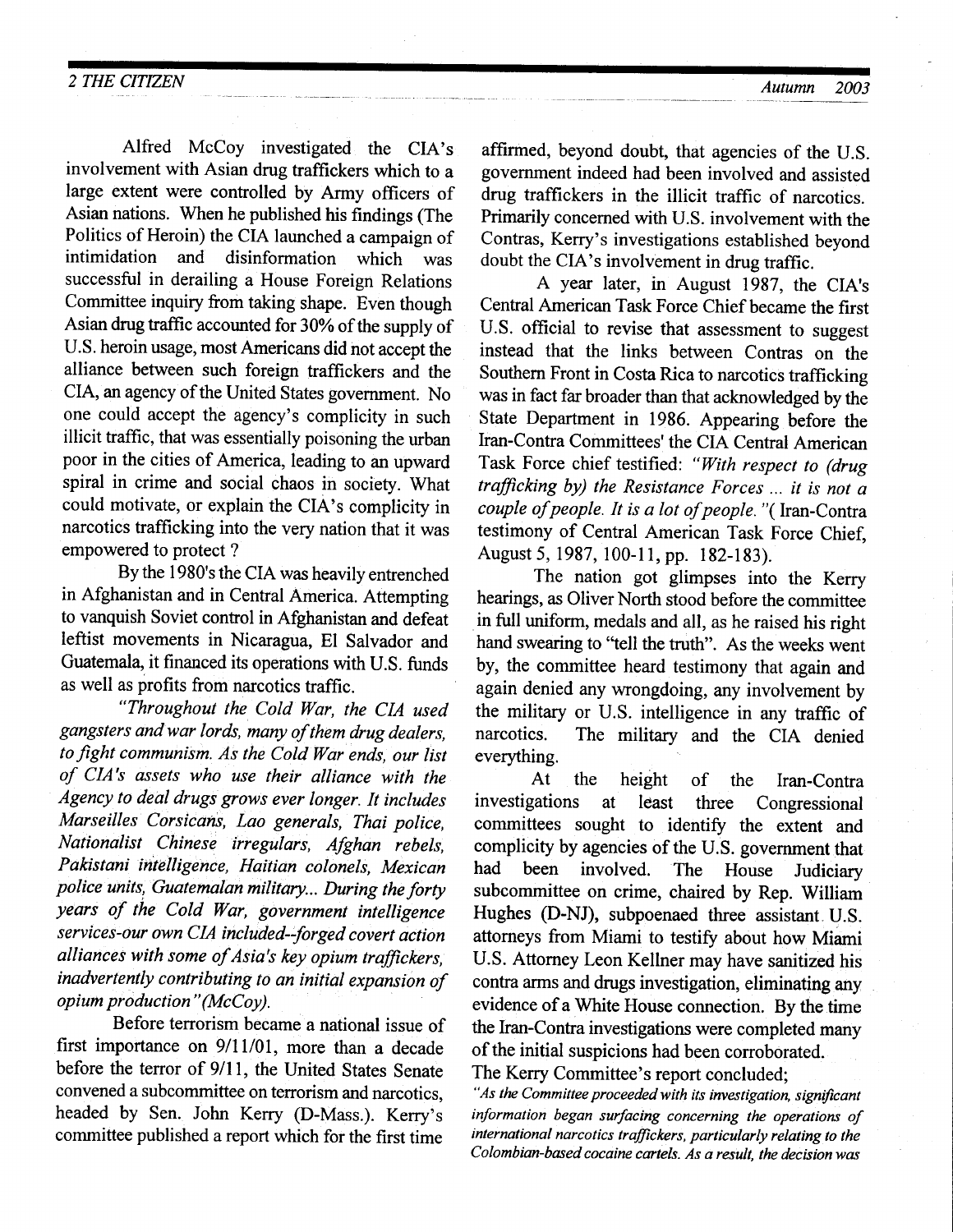Alfred McCoy investigated the CIA's involvement with Asian drug traffickers which to a large extent were controlled by Army officers of Asian nations. When he published his findings (The Politics of Heroin) the CIA launched a campaign of intimidation and disinformation which was successful in derailing a House Foreign Relations Committee inquiry from taking shape. Even though Asian drug traffic accounted for 30% of the supply of U.S. heroin usage, most Americans did not accept the alliance between such foreign traffickers and the CIA, an agency of the United States government. No one could accept the agency's complicity in such illicit traffic, that was essentially poisoning the urban poor in the cities of America, leading to an upward spiral in crime and social chaos in society. What could motivate, or explain the CIA's complicity in narcotics trafficking into the very nation that it was empowered to protect ?

By the 1980's the CIA was heavily entrenched in Afghanistan and in Central America. Attempting to vanquish Soviet control in Afghanistan and defeat leftist movements in Nicaragua, El Salvador and Guatemala, it financed its operations with U.S. funds as well as profits from narcotics traffic.

*"Throughout the Cold War, the CIA used gangsters and war lords, many of them drug dealers, to fight communism. As the Cold War ends, our list of CIA's assets who use their alliance with the Agency to deal drugs grows ever longer. It includes Marseilles Corsicans, Lao generals, Thai police, Nationalist Chinese irregulars, Afghan rebels, Pakistani intelligence, Haitian colonels, Mexican police units, Guatemalan military... During the forty years of the Cold War, government intelligence services-our own CIA included--forged covert action alliances with some of Asia's key opium traffickers, inadvertently contributing to an initial expansion of opium production" (McCoy).*

Before terrorism became a national issue of first importance on 9/11/01, more than a decade before the terror of 9/11, the United States Senate convened a subcommittee on terrorism and narcotics, headed by Sen. John Kerry (D-Mass.). Kerry's committee published a report which for the first time affirmed, beyond doubt, that agencies of the U.S. government indeed had been involved and assisted drug traffickers in the illicit traffic of narcotics. Primarily concerned with U.S. involvement with the Contras, Kerry's investigations established beyond doubt the CIA's involvement in drug traffic.

A year later, in August 1987, the CIA's Central American Task Force Chief became the first U.S. official to revise that assessment to suggest instead that the links between Contras on the Southern Front in Costa Rica to narcotics trafficking was in fact far broader than that acknowledged by the State Department in 1986. Appearing before the Iran-Contra Committees' the CIA Central American Task Force chief testified: *"With respect to (drug trafficking by) the Resistance Forces ... it is not a couple of people. It is a lot of people."* ( Iran-Contra testimony of Central American Task Force Chief, August 5, 1987, 100-11, pp. 182-183).

The nation got glimpses into the Kerry hearings, as Oliver North stood before the committee in full uniform, medals and all, as he raised his right hand swearing to "tell the truth". As the weeks went by, the committee heard testimony that again and again denied any wrongdoing, any involvement by the military or U.S. intelligence in any traffic of narcotics. The military and the CIA denied everything.

At the height of the Iran-Contra investigations at least three Congressional committees sought to identify the extent and complicity by agencies of the U.S. government that had been involved. The House Judiciary subcommittee on crime, chaired by Rep. William Hughes (D-NJ), subpoenaed three assistant U.S. attorneys from Miami to testify about how Miami U.S. Attorney Leon Kellner may have sanitized his contra arms and drugs investigation, eliminating any evidence of a White House connection. By the time the Iran-Contra investigations were completed many of the initial suspicions had been corroborated.

The Kerry Committee's report concluded;

*"As the Committee proceeded with its investigation, significant information began surfacing concerning the operations of international narcotics traffickers, particularly relating to the Colombian-based cocaine cartels. As a result, the decision was*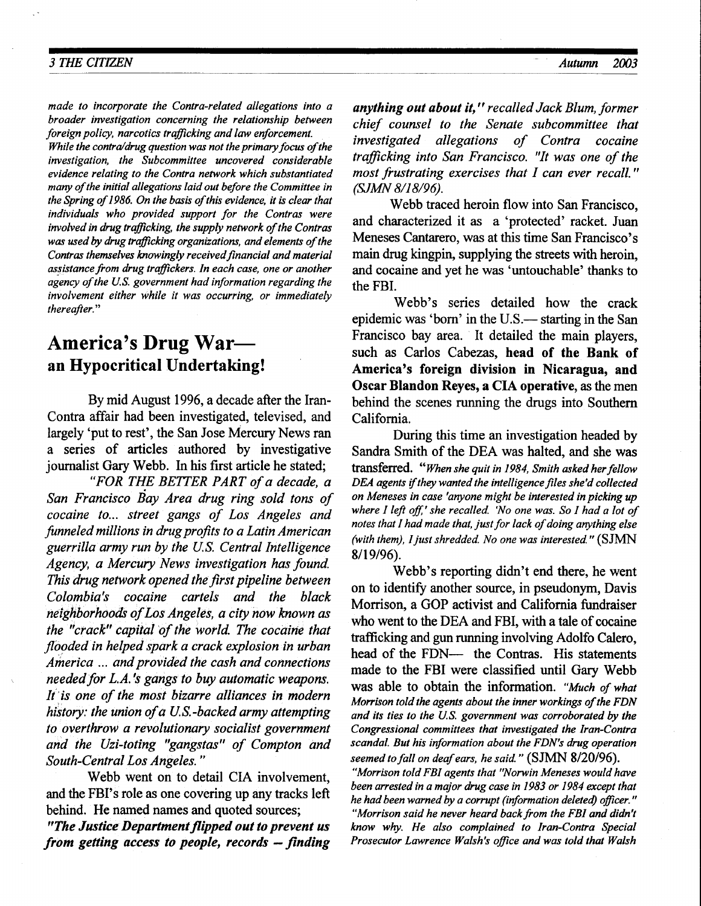*made to incorporate the Contra-related allegations into a broader investigation concerning the relationship between foreign policy, narcotics trafficking and law enforcement. While the contra/drug question was not the primary focus of the investigation, the Subcommittee uncovered considerable evidence relating to the Contra network which substantiated many of the initial allegations laid out before the Committee in the Spring of 1986. On the basis of this evidence, it is clear that individuals who provided support for the Contras were involved in drug trafficking, the supply network of the Contras was used by drug trafficking organizations, and elements of the Contras themselves knowingly received financial and material assistance from drug traffickers. In each case, one or another agency of the U.S. government had information regarding the involvement either while it was occurring, or immediately thereafter.*"

## America's Drug War— an Hypocritical Undertaking!

By mid August 1996, a decade after the Iran-Contra affair had been investigated, televised, and largely 'put to rest', the San Jose Mercury News ran a series of articles authored by investigative journalist Gary Webb. In his first article he stated;

*"FOR THE BETTER PART of a decade, a San Francisco Bay Area drug ring sold tons of cocaine to... street gangs of Los Angeles and funneled millions in drug profits to a Latin American guerrilla army run by the U.S. Central Intelligence Agency, a Mercury News investigation has found. This drug network opened the first pipeline between Colombia's cocaine cartels and the black neighborhoods of Los Angeles, a city now known as the "crack" capital of the world. The cocaine that flooded in helped spark a crack explosion in urban America ... and provided the cash and connections needed for L.A.'s gangs to buy automatic weapons. It is one of the most bizarre alliances in modern history: the union of a U.S.-backed army attempting to overthrow a revolutionary socialist government and the Uzi-toting "gangstas" of Compton and South-Central Los Angeles."*

Webb went on to detail CIA involvement, and the FBI's role as one covering up any tracks left behind. He named names and quoted sources;

***"The Justice Department flipped out to prevent us from getting access to people, records – finding anything out about it,"*** *recalled Jack Blum, former chief counsel to the Senate subcommittee that investigated allegations of Contra cocaine trafficking into San Francisco. "It was one of the most frustrating exercises that I can ever recall." (SJMN 8/18/96).*

Webb traced heroin flow into San Francisco, and characterized it as a 'protected' racket. Juan Meneses Cantarero, was at this time San Francisco's main drug kingpin, supplying the streets with heroin, and cocaine and yet he was 'untouchable' thanks to the FBI.

Webb's series detailed how the crack epidemic was 'born' in the U.S.— starting in the San Francisco bay area. It detailed the main players, such as Carlos Cabezas, **head of the Bank of America's foreign division in Nicaragua, and Oscar Blandon Reyes, a CIA operative**, as the men behind the scenes running the drugs into Southern California.

During this time an investigation headed by Sandra Smith of the DEA was halted, and she was transferred. "*When she quit in 1984, Smith asked her fellow DEA agents if they wanted the intelligence files she'd collected on Meneses in case 'anyone might be interested in picking up where I left off,' she recalled. 'No one was. So I had a lot of notes that I had made that, just for lack of doing anything else (with them), I just shredded. No one was interested."* (SJMN 8/19/96).

Webb's reporting didn't end there, he went on to identify another source, in pseudonym, Davis Morrison, a GOP activist and California fundraiser who went to the DEA and FBI, with a tale of cocaine trafficking and gun running involving Adolfo Calero, head of the FDN— the Contras. His statements made to the FBI were classified until Gary Webb was able to obtain the information. *"Much of what Morrison told the agents about the inner workings of the FDN and its ties to the U.S. government was corroborated by the Congressional committees that investigated the Iran-Contra scandal. But his information about the FDN's drug operation seemed to fall on deaf ears, he said."* (SJMN 8/20/96).

*"Morrison told FBI agents that "Norwin Meneses would have been arrested in a major drug case in 1983 or 1984 except that he had been warned by a corrupt (information deleted) officer." "Morrison said he never heard back from the FBI and didn't know why. He also complained to Iran-Contra Special Prosecutor Lawrence Walsh's office and was told that Walsh*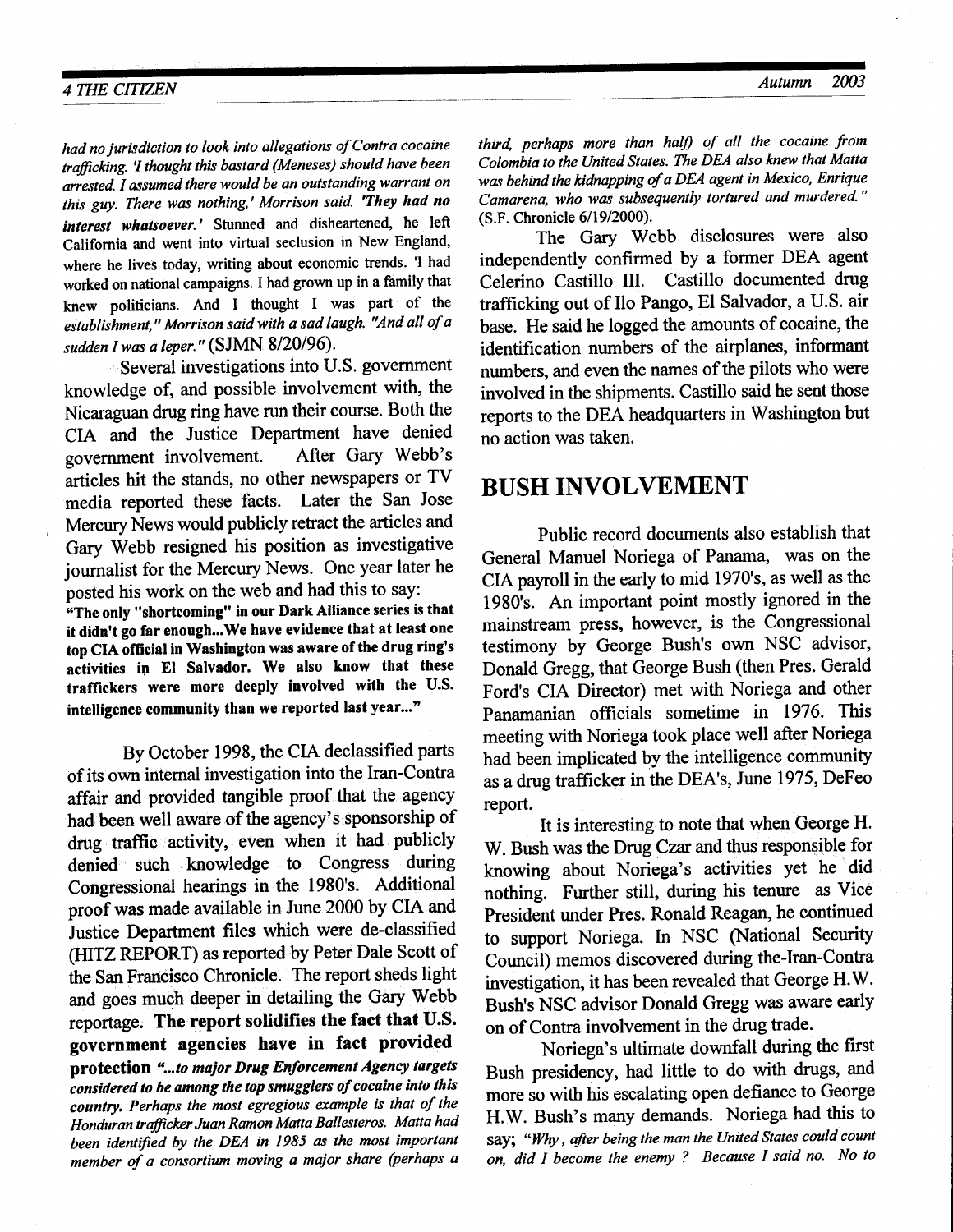*had no jurisdiction to look into allegations of Contra cocaine trafficking. 'I thought this bastard (Meneses) should have been arrested. I assumed there would be an outstanding warrant on this guy. There was nothing,' Morrison said. **'They had no interest whatsoever.'** Stunned and disheartened, he left California and went into virtual seclusion in New England, where he lives today, writing about economic trends. 'I had worked on national campaigns. I had grown up in a family that knew politicians. And I thought I was part of the establishment," Morrison said with a sad laugh. "And all of a sudden I was a leper."* (SJMN 8/20/96).

Several investigations into U.S. government knowledge of, and possible involvement with, the Nicaraguan drug ring have run their course. Both the CIA and the Justice Department have denied government involvement. After Gary Webb's articles hit the stands, no other newspapers or TV media reported these facts. Later the San Jose Mercury News would publicly retract the articles and Gary Webb resigned his position as investigative journalist for the Mercury News. One year later he posted his work on the web and had this to say:

**"The only "shortcoming" in our Dark Alliance series is that it didn't go far enough...We have evidence that at least one top CIA official in Washington was aware of the drug ring's activities in El Salvador. We also know that these traffickers were more deeply involved with the U.S. intelligence community than we reported last year..."**

By October 1998, the CIA declassified parts of its own internal investigation into the Iran-Contra affair and provided tangible proof that the agency had been well aware of the agency's sponsorship of drug traffic activity, even when it had publicly denied such knowledge to Congress during Congressional hearings in the 1980's. Additional proof was made available in June 2000 by CIA and Justice Department files which were de-classified (HITZ REPORT) as reported by Peter Dale Scott of the San Francisco Chronicle. The report sheds light and goes much deeper in detailing the Gary Webb reportage. **The report solidifies the fact that U.S. government agencies have in fact provided protection** ***"...to major Drug Enforcement Agency targets considered to be among the top smugglers of cocaine into this country. Perhaps the most egregious example is that of the Honduran trafficker Juan Ramon Matta Ballesteros. Matta had been identified by the DEA in 1985 as the most important member of a consortium moving a major share (perhaps a third, perhaps more than half) of all the cocaine from Colombia to the United States. The DEA also knew that Matta was behind the kidnapping of a DEA agent in Mexico, Enrique Camarena, who was subsequently tortured and murdered."*** (S.F. Chronicle 6/19/2000).

The Gary Webb disclosures were also independently confirmed by a former DEA agent Celerino Castillo III. Castillo documented drug trafficking out of Ilo Pango, El Salvador, a U.S. air base. He said he logged the amounts of cocaine, the identification numbers of the airplanes, informant numbers, and even the names of the pilots who were involved in the shipments. Castillo said he sent those reports to the DEA headquarters in Washington but no action was taken.

## BUSH INVOLVEMENT

Public record documents also establish that General Manuel Noriega of Panama, was on the CIA payroll in the early to mid 1970's, as well as the 1980's. An important point mostly ignored in the mainstream press, however, is the Congressional testimony by George Bush's own NSC advisor, Donald Gregg, that George Bush (then Pres. Gerald Ford's CIA Director) met with Noriega and other Panamanian officials sometime in 1976. This meeting with Noriega took place well after Noriega had been implicated by the intelligence community as a drug trafficker in the DEA's, June 1975, DeFeo report.

It is interesting to note that when George H. W. Bush was the Drug Czar and thus responsible for knowing about Noriega's activities yet he did nothing. Further still, during his tenure as Vice President under Pres. Ronald Reagan, he continued to support Noriega. In NSC (National Security Council) memos discovered during the-Iran-Contra investigation, it has been revealed that George H.W. Bush's NSC advisor Donald Gregg was aware early on of Contra involvement in the drug trade.

Noriega's ultimate downfall during the first Bush presidency, had little to do with drugs, and more so with his escalating open defiance to George H.W. Bush's many demands. Noriega had this to say; *"Why, after being the man the United States could count on, did I become the enemy? Because I said no. No to*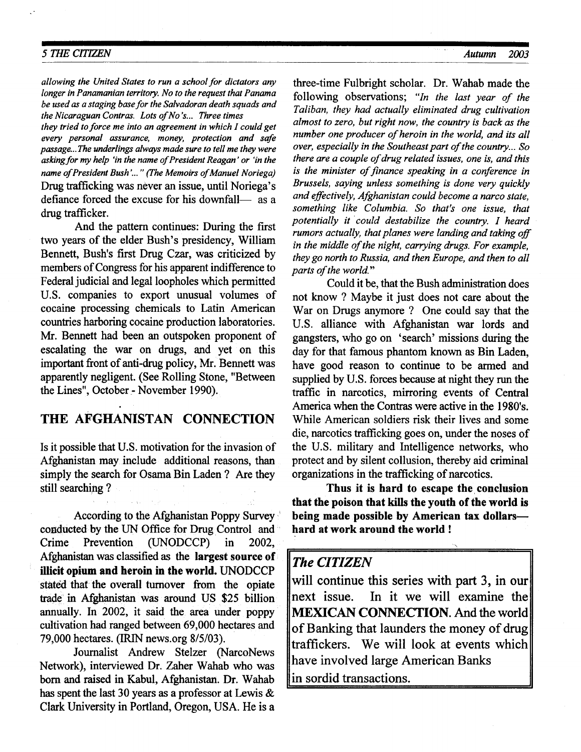*allowing the United States to run a school for dictators any longer in Panamanian territory. No to the request that Panama be used as a staging base for the Salvadoran death squads and the Nicaraguan Contras. Lots of No's... Three times they tried to force me into an agreement in which I could get every personal assurance, money, protection and safe passage...The underlings always made sure to tell me they were asking for my help 'in the name of President Reagan' or 'in the name of President Bush'..." (The Memoirs of Manuel Noriega)* Drug trafficking was never an issue, until Noriega's defiance forced the excuse for his downfall— as a drug trafficker.

And the pattern continues: During the first two years of the elder Bush's presidency, William Bennett, Bush's first Drug Czar, was criticized by members of Congress for his apparent indifference to Federal judicial and legal loopholes which permitted U.S. companies to export unusual volumes of cocaine processing chemicals to Latin American countries harboring cocaine production laboratories. Mr. Bennett had been an outspoken proponent of escalating the war on drugs, and yet on this important front of anti-drug policy, Mr. Bennett was apparently negligent. (See Rolling Stone, "Between the Lines", October - November 1990).

## THE AFGHANISTAN CONNECTION

Is it possible that U.S. motivation for the invasion of Afghanistan may include additional reasons, than simply the search for Osama Bin Laden ? Are they still searching ?

According to the Afghanistan Poppy Survey conducted by the UN Office for Drug Control and Crime Prevention (UNODCCP) in 2002, Afghanistan was classified as the **largest source of illicit opium and heroin in the world.** UNODCCP stated that the overall turnover from the opiate trade in Afghanistan was around US $25 billion annually. In 2002, it said the area under poppy cultivation had ranged between 69,000 hectares and 79,000 hectares. (IRIN news.org 8/5/03).

Journalist Andrew Stelzer (NarcoNews Network), interviewed Dr. Zaher Wahab who was born and raised in Kabul, Afghanistan. Dr. Wahab has spent the last 30 years as a professor at Lewis & Clark University in Portland, Oregon, USA. He is a three-time Fulbright scholar. Dr. Wahab made the following observations; *"In the last year of the Taliban, they had actually eliminated drug cultivation almost to zero, but right now, the country is back as the number one producer of heroin in the world, and its all over, especially in the Southeast part of the country... So there are a couple of drug related issues, one is, and this is the minister of finance speaking in a conference in Brussels, saying unless something is done very quickly and effectively, Afghanistan could become a narco state, something like Columbia. So that's one issue, that potentially it could destabilize the country. I heard rumors actually, that planes were landing and taking off in the middle of the night, carrying drugs. For example, they go north to Russia, and then Europe, and then to all parts of the world."*

Could it be, that the Bush administration does not know ? Maybe it just does not care about the War on Drugs anymore ? One could say that the U.S. alliance with Afghanistan war lords and gangsters, who go on 'search' missions during the day for that famous phantom known as Bin Laden, have good reason to continue to be armed and supplied by U.S. forces because at night they run the traffic in narcotics, mirroring events of Central America when the Contras were active in the 1980's. While American soldiers risk their lives and some die, narcotics trafficking goes on, under the noses of the U.S. military and Intelligence networks, who protect and by silent collusion, thereby aid criminal organizations in the trafficking of narcotics.

**Thus it is hard to escape the conclusion that the poison that kills the youth of the world is being made possible by American tax dollars— hard at work around the world !**

---

***The CITIZEN***

will continue this series with part 3, in our next issue. In it we will examine the **MEXICAN CONNECTION**. And the world of Banking that launders the money of drug traffickers. We will look at events which have involved large American Banks in sordid transactions.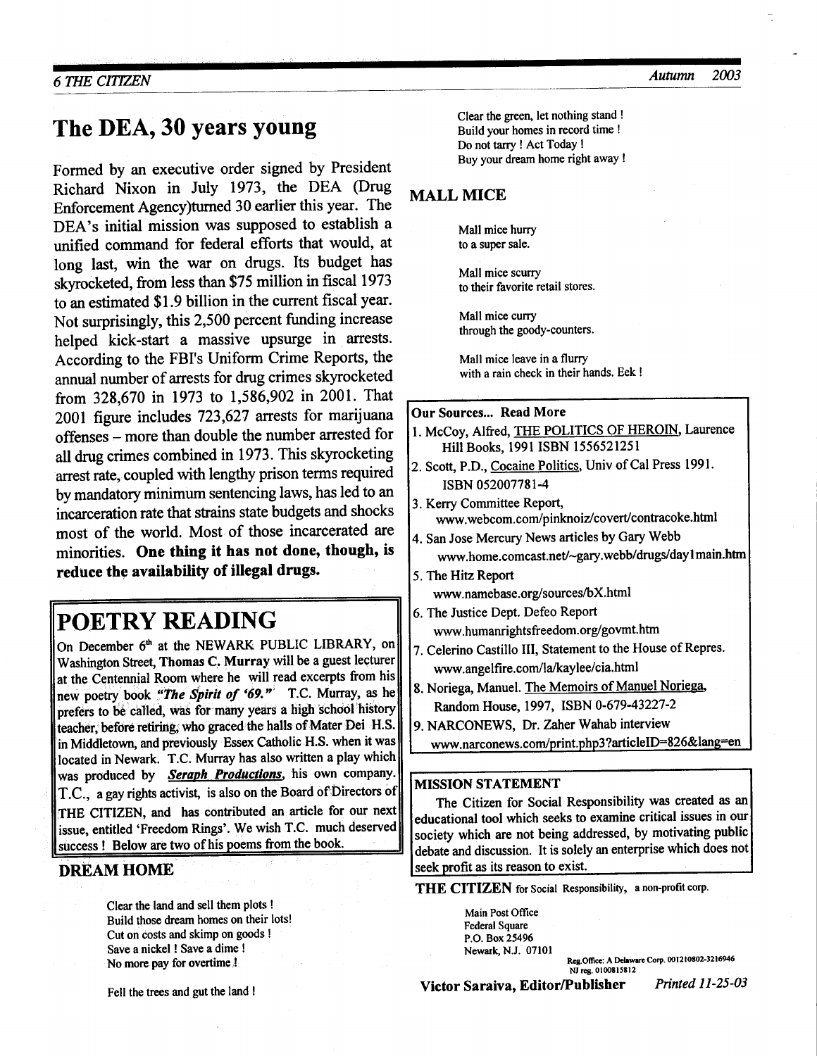# The DEA, 30 years young

Formed by an executive order signed by President Richard Nixon in July 1973, the DEA (Drug Enforcement Agency)turned 30 earlier this year. The DEA's initial mission was supposed to establish a unified command for federal efforts that would, at long last, win the war on drugs. Its budget has skyrocketed, from less than $75 million in fiscal 1973 to an estimated $1.9 billion in the current fiscal year. Not surprisingly, this 2,500 percent funding increase helped kick-start a massive upsurge in arrests. According to the FBI's Uniform Crime Reports, the annual number of arrests for drug crimes skyrocketed from 328,670 in 1973 to 1,586,902 in 2001. That 2001 figure includes 723,627 arrests for marijuana offenses – more than double the number arrested for all drug crimes combined in 1973. This skyrocketing arrest rate, coupled with lengthy prison terms required by mandatory minimum sentencing laws, has led to an incarceration rate that strains state budgets and shocks most of the world. Most of those incarcerated are minorities. **One thing it has not done, though, is reduce the availability of illegal drugs.**

# POETRY READING

On December 6th at the NEWARK PUBLIC LIBRARY, on Washington Street, **Thomas C. Murray** will be a guest lecturer at the Centennial Room where he will read excerpts from his new poetry book ***"The Spirit of '69."*** T.C. Murray, as he prefers to be called, was for many years a high school history teacher, before retiring, who graced the halls of Mater Dei H.S. in Middletown, and previously Essex Catholic H.S. when it was located in Newark. T.C. Murray has also written a play which was produced by ***Seraph Productions***, his own company. T.C., a gay rights activist, is also on the Board of Directors of THE CITIZEN, and has contributed an article for our next issue, entitled 'Freedom Rings'. We wish T.C. much deserved success ! Below are two of his poems from the book.

## DREAM HOME

Clear the land and sell them plots !
Build those dream homes on their lots!
Cut on costs and skimp on goods !
Save a nickel ! Save a dime !
No more pay for overtime !

Fell the trees and gut the land !
Clear the green, let nothing stand !
Build your homes in record time !
Do not tarry ! Act Today !
Buy your dream home right away !

## MALL MICE

Mall mice hurry
to a super sale.

Mall mice scurry
to their favorite retail stores.

Mall mice curry
through the goody-counters.

Mall mice leave in a flurry
with a rain check in their hands. Eek !

**Our Sources... Read More**

1. McCoy, Alfred, THE POLITICS OF HEROIN, Laurence Hill Books, 1991 ISBN 1556521251
2. Scott, P.D., Cocaine Politics, Univ of Cal Press 1991. ISBN 052007781-4
3. Kerry Committee Report, www.webcom.com/pinknoiz/covert/contracoke.html
4. San Jose Mercury News articles by Gary Webb www.home.comcast.net/~gary.webb/drugs/day1main.htm
5. The Hitz Report www.namebase.org/sources/bX.html
6. The Justice Dept. Defeo Report www.humanrightsfreedom.org/govmt.htm
7. Celerino Castillo III, Statement to the House of Repres. www.angelfire.com/la/kaylee/cia.html
8. Noriega, Manuel. The Memoirs of Manuel Noriega, Random House, 1997, ISBN 0-679-43227-2
9. NARCONEWS, Dr. Zaher Wahab interview www.narconews.com/print.php3?articleID=826&lang=en

**MISSION STATEMENT**

The Citizen for Social Responsibility was created as an educational tool which seeks to examine critical issues in our society which are not being addressed, by motivating public debate and discussion. It is solely an enterprise which does not seek profit as its reason to exist.

**THE CITIZEN** for Social Responsibility, a non-profit corp.

Main Post Office
Federal Square
P.O. Box 25496
Newark, N.J. 07101

Reg.Office: A Delaware Corp. 001210802-3216946
NJ reg. 0100815812

**Victor Saraiva, Editor/Publisher** *Printed 11-25-03*